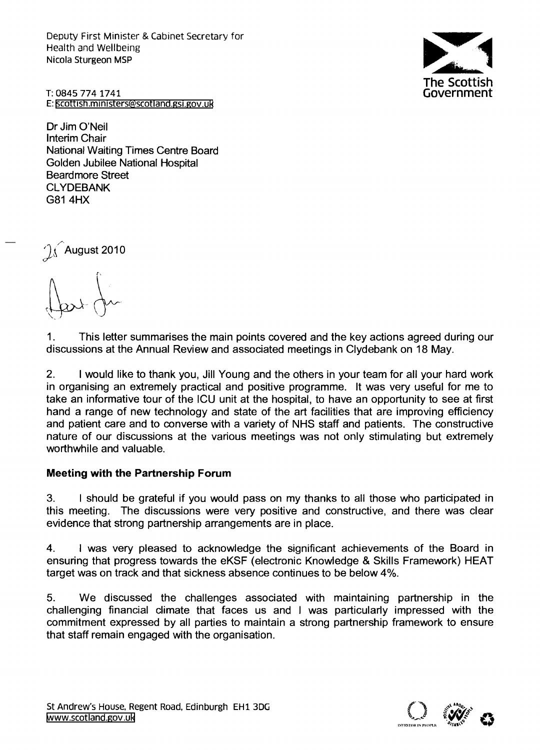Deputy First Minister & Cabinet Secretary for
Health and Wellbeing
Nicola Sturgeon MSP

The Scottish Government

T: 0845 774 1741
E: scottish.ministers@scotland.gsi.gov.uk

Dr Jim O'Neil
Interim Chair
National Waiting Times Centre Board
Golden Jubilee National Hospital
Beardmore Street
CLYDEBANK
G81 4HX

25 August 2010

Dear Jim

1. This letter summarises the main points covered and the key actions agreed during our discussions at the Annual Review and associated meetings in Clydebank on 18 May.

2. I would like to thank you, Jill Young and the others in your team for all your hard work in organising an extremely practical and positive programme. It was very useful for me to take an informative tour of the ICU unit at the hospital, to have an opportunity to see at first hand a range of new technology and state of the art facilities that are improving efficiency and patient care and to converse with a variety of NHS staff and patients. The constructive nature of our discussions at the various meetings was not only stimulating but extremely worthwhile and valuable.

**Meeting with the Partnership Forum**

3. I should be grateful if you would pass on my thanks to all those who participated in this meeting. The discussions were very positive and constructive, and there was clear evidence that strong partnership arrangements are in place.

4. I was very pleased to acknowledge the significant achievements of the Board in ensuring that progress towards the eKSF (electronic Knowledge & Skills Framework) HEAT target was on track and that sickness absence continues to be below 4%.

5. We discussed the challenges associated with maintaining partnership in the challenging financial climate that faces us and I was particularly impressed with the commitment expressed by all parties to maintain a strong partnership framework to ensure that staff remain engaged with the organisation.

St Andrew's House, Regent Road, Edinburgh EH1 3DG
www.scotland.gov.uk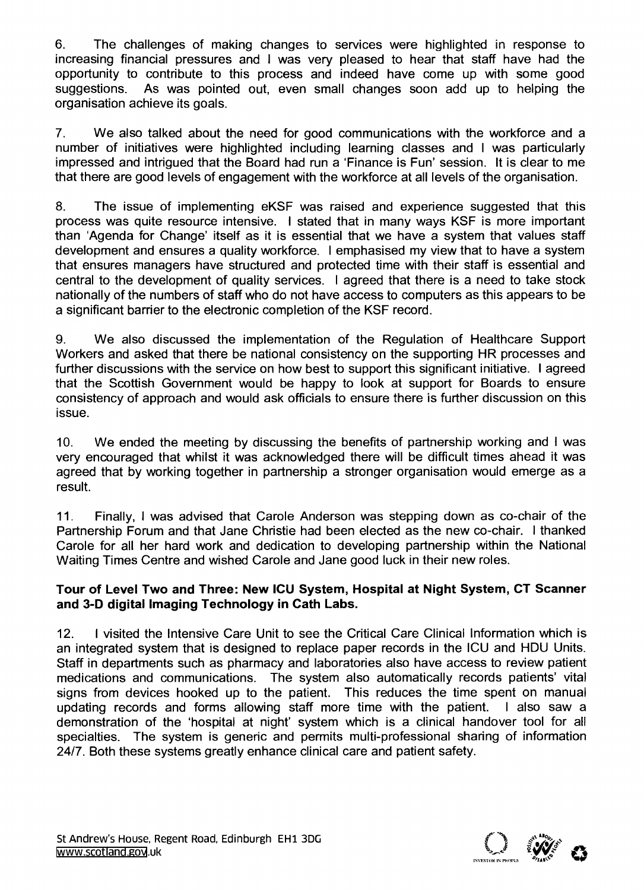6. The challenges of making changes to services were highlighted in response to increasing financial pressures and I was very pleased to hear that staff have had the opportunity to contribute to this process and indeed have come up with some good suggestions. As was pointed out, even small changes soon add up to helping the organisation achieve its goals.

7. We also talked about the need for good communications with the workforce and a number of initiatives were highlighted including learning classes and I was particularly impressed and intrigued that the Board had run a 'Finance is Fun' session. It is clear to me that there are good levels of engagement with the workforce at all levels of the organisation.

8. The issue of implementing eKSF was raised and experience suggested that this process was quite resource intensive. I stated that in many ways KSF is more important than 'Agenda for Change' itself as it is essential that we have a system that values staff development and ensures a quality workforce. I emphasised my view that to have a system that ensures managers have structured and protected time with their staff is essential and central to the development of quality services. I agreed that there is a need to take stock nationally of the numbers of staff who do not have access to computers as this appears to be a significant barrier to the electronic completion of the KSF record.

9. We also discussed the implementation of the Regulation of Healthcare Support Workers and asked that there be national consistency on the supporting HR processes and further discussions with the service on how best to support this significant initiative. I agreed that the Scottish Government would be happy to look at support for Boards to ensure consistency of approach and would ask officials to ensure there is further discussion on this issue.

10. We ended the meeting by discussing the benefits of partnership working and I was very encouraged that whilst it was acknowledged there will be difficult times ahead it was agreed that by working together in partnership a stronger organisation would emerge as a result.

11. Finally, I was advised that Carole Anderson was stepping down as co-chair of the Partnership Forum and that Jane Christie had been elected as the new co-chair. I thanked Carole for all her hard work and dedication to developing partnership within the National Waiting Times Centre and wished Carole and Jane good luck in their new roles.

**Tour of Level Two and Three: New ICU System, Hospital at Night System, CT Scanner and 3-D digital Imaging Technology in Cath Labs.**

12. I visited the Intensive Care Unit to see the Critical Care Clinical Information which is an integrated system that is designed to replace paper records in the ICU and HDU Units. Staff in departments such as pharmacy and laboratories also have access to review patient medications and communications. The system also automatically records patients' vital signs from devices hooked up to the patient. This reduces the time spent on manual updating records and forms allowing staff more time with the patient. I also saw a demonstration of the 'hospital at night' system which is a clinical handover tool for all specialties. The system is generic and permits multi-professional sharing of information 24/7. Both these systems greatly enhance clinical care and patient safety.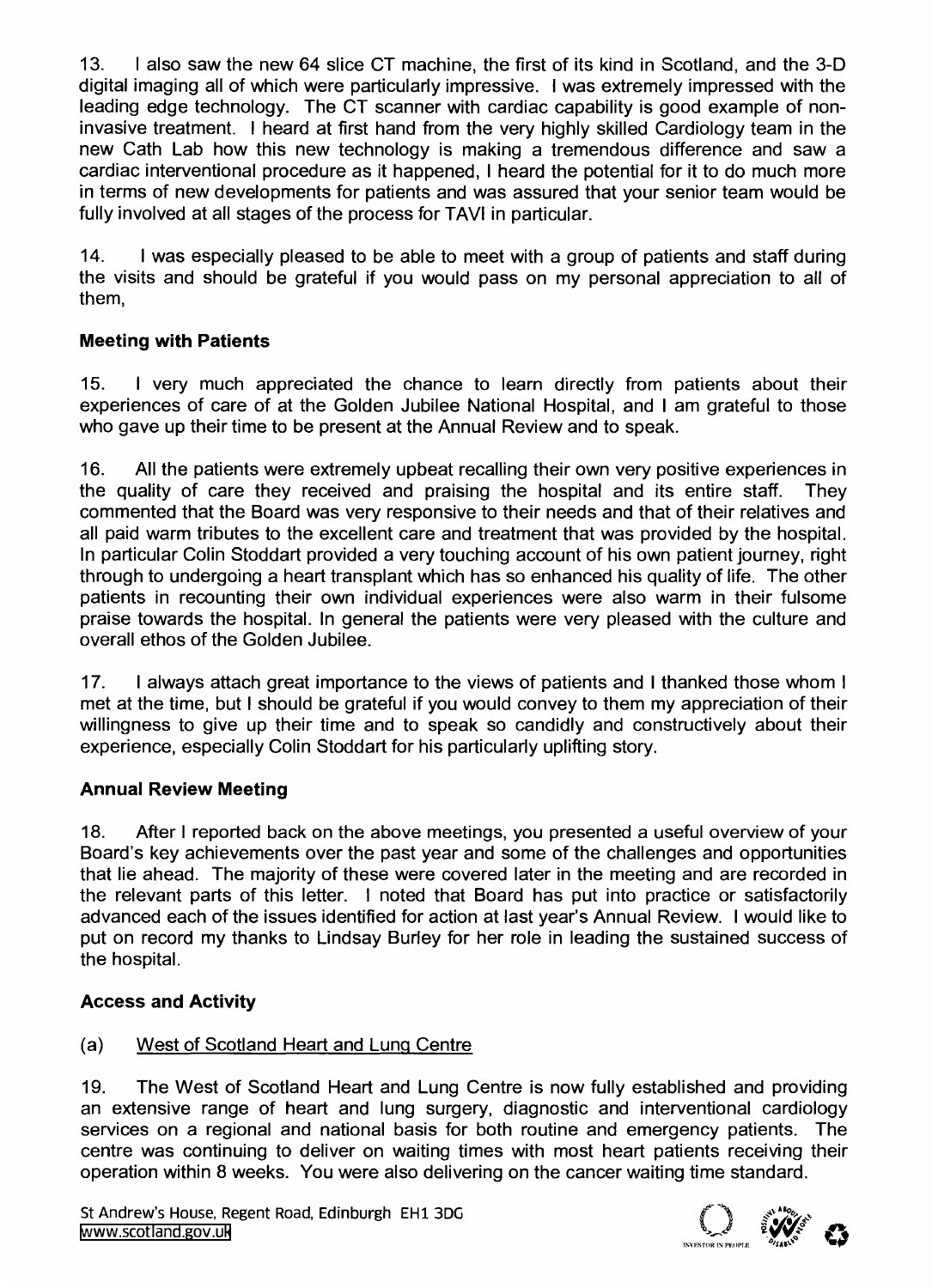13. I also saw the new 64 slice CT machine, the first of its kind in Scotland, and the 3-D digital imaging all of which were particularly impressive. I was extremely impressed with the leading edge technology. The CT scanner with cardiac capability is good example of non-invasive treatment. I heard at first hand from the very highly skilled Cardiology team in the new Cath Lab how this new technology is making a tremendous difference and saw a cardiac interventional procedure as it happened, I heard the potential for it to do much more in terms of new developments for patients and was assured that your senior team would be fully involved at all stages of the process for TAVI in particular.

14. I was especially pleased to be able to meet with a group of patients and staff during the visits and should be grateful if you would pass on my personal appreciation to all of them,

### Meeting with Patients

15. I very much appreciated the chance to learn directly from patients about their experiences of care of at the Golden Jubilee National Hospital, and I am grateful to those who gave up their time to be present at the Annual Review and to speak.

16. All the patients were extremely upbeat recalling their own very positive experiences in the quality of care they received and praising the hospital and its entire staff. They commented that the Board was very responsive to their needs and that of their relatives and all paid warm tributes to the excellent care and treatment that was provided by the hospital. In particular Colin Stoddart provided a very touching account of his own patient journey, right through to undergoing a heart transplant which has so enhanced his quality of life. The other patients in recounting their own individual experiences were also warm in their fulsome praise towards the hospital. In general the patients were very pleased with the culture and overall ethos of the Golden Jubilee.

17. I always attach great importance to the views of patients and I thanked those whom I met at the time, but I should be grateful if you would convey to them my appreciation of their willingness to give up their time and to speak so candidly and constructively about their experience, especially Colin Stoddart for his particularly uplifting story.

### Annual Review Meeting

18. After I reported back on the above meetings, you presented a useful overview of your Board's key achievements over the past year and some of the challenges and opportunities that lie ahead. The majority of these were covered later in the meeting and are recorded in the relevant parts of this letter. I noted that Board has put into practice or satisfactorily advanced each of the issues identified for action at last year's Annual Review. I would like to put on record my thanks to Lindsay Burley for her role in leading the sustained success of the hospital.

### Access and Activity

(a) West of Scotland Heart and Lung Centre

19. The West of Scotland Heart and Lung Centre is now fully established and providing an extensive range of heart and lung surgery, diagnostic and interventional cardiology services on a regional and national basis for both routine and emergency patients. The centre was continuing to deliver on waiting times with most heart patients receiving their operation within 8 weeks. You were also delivering on the cancer waiting time standard.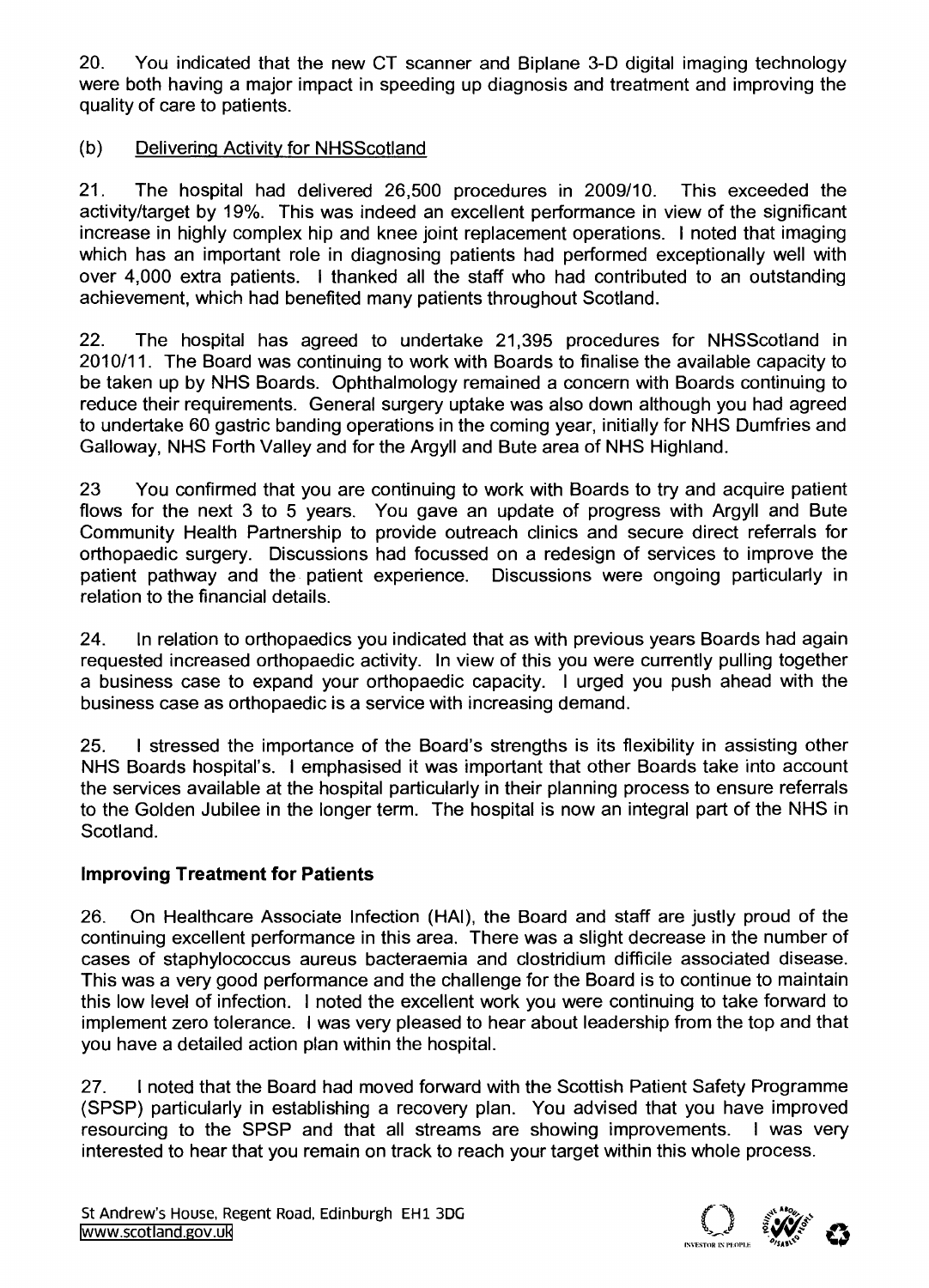20. You indicated that the new CT scanner and Biplane 3-D digital imaging technology were both having a major impact in speeding up diagnosis and treatment and improving the quality of care to patients.

(b) Delivering Activity for NHSScotland

21. The hospital had delivered 26,500 procedures in 2009/10. This exceeded the activity/target by 19%. This was indeed an excellent performance in view of the significant increase in highly complex hip and knee joint replacement operations. I noted that imaging which has an important role in diagnosing patients had performed exceptionally well with over 4,000 extra patients. I thanked all the staff who had contributed to an outstanding achievement, which had benefited many patients throughout Scotland.

22. The hospital has agreed to undertake 21,395 procedures for NHSScotland in 2010/11. The Board was continuing to work with Boards to finalise the available capacity to be taken up by NHS Boards. Ophthalmology remained a concern with Boards continuing to reduce their requirements. General surgery uptake was also down although you had agreed to undertake 60 gastric banding operations in the coming year, initially for NHS Dumfries and Galloway, NHS Forth Valley and for the Argyll and Bute area of NHS Highland.

23 You confirmed that you are continuing to work with Boards to try and acquire patient flows for the next 3 to 5 years. You gave an update of progress with Argyll and Bute Community Health Partnership to provide outreach clinics and secure direct referrals for orthopaedic surgery. Discussions had focussed on a redesign of services to improve the patient pathway and the patient experience. Discussions were ongoing particularly in relation to the financial details.

24. In relation to orthopaedics you indicated that as with previous years Boards had again requested increased orthopaedic activity. In view of this you were currently pulling together a business case to expand your orthopaedic capacity. I urged you push ahead with the business case as orthopaedic is a service with increasing demand.

25. I stressed the importance of the Board's strengths is its flexibility in assisting other NHS Boards hospital's. I emphasised it was important that other Boards take into account the services available at the hospital particularly in their planning process to ensure referrals to the Golden Jubilee in the longer term. The hospital is now an integral part of the NHS in Scotland.

**Improving Treatment for Patients**

26. On Healthcare Associate Infection (HAI), the Board and staff are justly proud of the continuing excellent performance in this area. There was a slight decrease in the number of cases of staphylococcus aureus bacteraemia and clostridium difficile associated disease. This was a very good performance and the challenge for the Board is to continue to maintain this low level of infection. I noted the excellent work you were continuing to take forward to implement zero tolerance. I was very pleased to hear about leadership from the top and that you have a detailed action plan within the hospital.

27. I noted that the Board had moved forward with the Scottish Patient Safety Programme (SPSP) particularly in establishing a recovery plan. You advised that you have improved resourcing to the SPSP and that all streams are showing improvements. I was very interested to hear that you remain on track to reach your target within this whole process.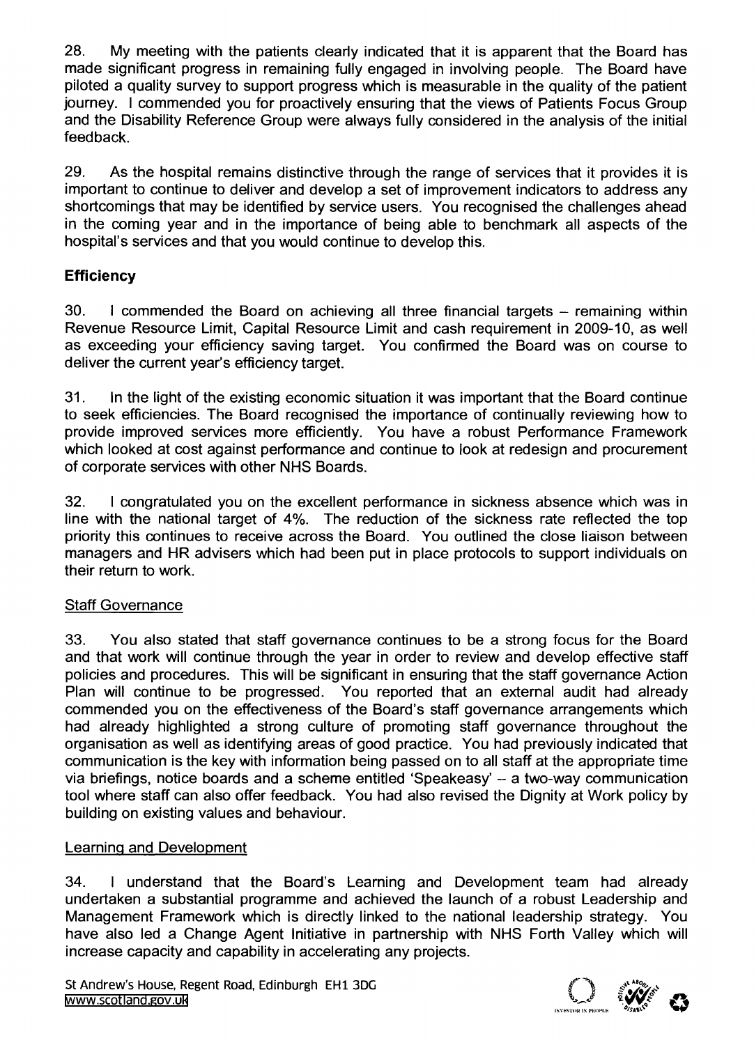28. My meeting with the patients clearly indicated that it is apparent that the Board has made significant progress in remaining fully engaged in involving people. The Board have piloted a quality survey to support progress which is measurable in the quality of the patient journey. I commended you for proactively ensuring that the views of Patients Focus Group and the Disability Reference Group were always fully considered in the analysis of the initial feedback.

29. As the hospital remains distinctive through the range of services that it provides it is important to continue to deliver and develop a set of improvement indicators to address any shortcomings that may be identified by service users. You recognised the challenges ahead in the coming year and in the importance of being able to benchmark all aspects of the hospital's services and that you would continue to develop this.

**Efficiency**

30. I commended the Board on achieving all three financial targets – remaining within Revenue Resource Limit, Capital Resource Limit and cash requirement in 2009-10, as well as exceeding your efficiency saving target. You confirmed the Board was on course to deliver the current year's efficiency target.

31. In the light of the existing economic situation it was important that the Board continue to seek efficiencies. The Board recognised the importance of continually reviewing how to provide improved services more efficiently. You have a robust Performance Framework which looked at cost against performance and continue to look at redesign and procurement of corporate services with other NHS Boards.

32. I congratulated you on the excellent performance in sickness absence which was in line with the national target of 4%. The reduction of the sickness rate reflected the top priority this continues to receive across the Board. You outlined the close liaison between managers and HR advisers which had been put in place protocols to support individuals on their return to work.

Staff Governance

33. You also stated that staff governance continues to be a strong focus for the Board and that work will continue through the year in order to review and develop effective staff policies and procedures. This will be significant in ensuring that the staff governance Action Plan will continue to be progressed. You reported that an external audit had already commended you on the effectiveness of the Board's staff governance arrangements which had already highlighted a strong culture of promoting staff governance throughout the organisation as well as identifying areas of good practice. You had previously indicated that communication is the key with information being passed on to all staff at the appropriate time via briefings, notice boards and a scheme entitled 'Speakeasy' – a two-way communication tool where staff can also offer feedback. You had also revised the Dignity at Work policy by building on existing values and behaviour.

Learning and Development

34. I understand that the Board's Learning and Development team had already undertaken a substantial programme and achieved the launch of a robust Leadership and Management Framework which is directly linked to the national leadership strategy. You have also led a Change Agent Initiative in partnership with NHS Forth Valley which will increase capacity and capability in accelerating any projects.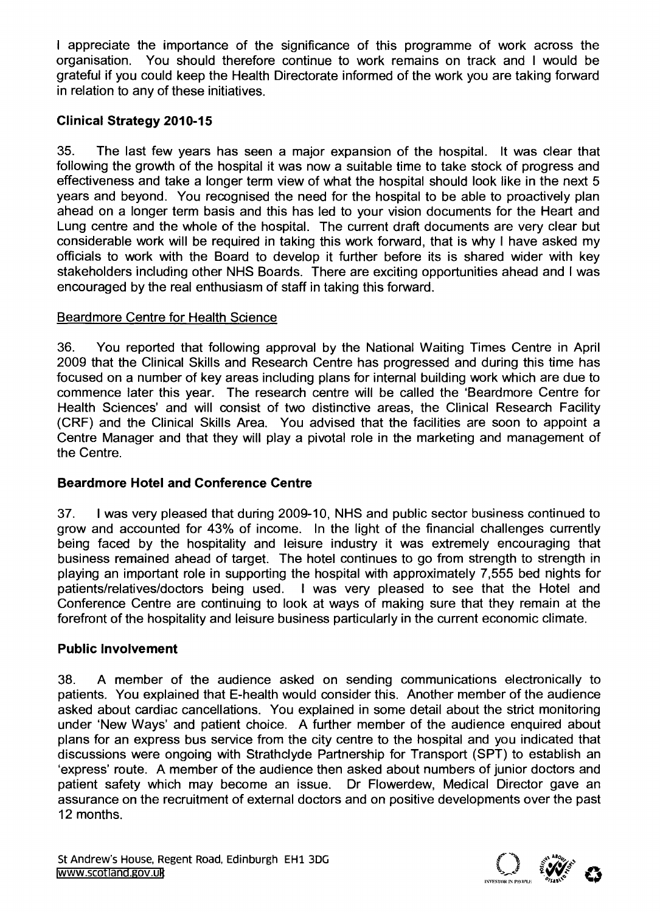I appreciate the importance of the significance of this programme of work across the organisation. You should therefore continue to work remains on track and I would be grateful if you could keep the Health Directorate informed of the work you are taking forward in relation to any of these initiatives.

**Clinical Strategy 2010-15**

35. The last few years has seen a major expansion of the hospital. It was clear that following the growth of the hospital it was now a suitable time to take stock of progress and effectiveness and take a longer term view of what the hospital should look like in the next 5 years and beyond. You recognised the need for the hospital to be able to proactively plan ahead on a longer term basis and this has led to your vision documents for the Heart and Lung centre and the whole of the hospital. The current draft documents are very clear but considerable work will be required in taking this work forward, that is why I have asked my officials to work with the Board to develop it further before its is shared wider with key stakeholders including other NHS Boards. There are exciting opportunities ahead and I was encouraged by the real enthusiasm of staff in taking this forward.

Beardmore Centre for Health Science

36. You reported that following approval by the National Waiting Times Centre in April 2009 that the Clinical Skills and Research Centre has progressed and during this time has focused on a number of key areas including plans for internal building work which are due to commence later this year. The research centre will be called the 'Beardmore Centre for Health Sciences' and will consist of two distinctive areas, the Clinical Research Facility (CRF) and the Clinical Skills Area. You advised that the facilities are soon to appoint a Centre Manager and that they will play a pivotal role in the marketing and management of the Centre.

**Beardmore Hotel and Conference Centre**

37. I was very pleased that during 2009-10, NHS and public sector business continued to grow and accounted for 43% of income. In the light of the financial challenges currently being faced by the hospitality and leisure industry it was extremely encouraging that business remained ahead of target. The hotel continues to go from strength to strength in playing an important role in supporting the hospital with approximately 7,555 bed nights for patients/relatives/doctors being used. I was very pleased to see that the Hotel and Conference Centre are continuing to look at ways of making sure that they remain at the forefront of the hospitality and leisure business particularly in the current economic climate.

**Public Involvement**

38. A member of the audience asked on sending communications electronically to patients. You explained that E-health would consider this. Another member of the audience asked about cardiac cancellations. You explained in some detail about the strict monitoring under 'New Ways' and patient choice. A further member of the audience enquired about plans for an express bus service from the city centre to the hospital and you indicated that discussions were ongoing with Strathclyde Partnership for Transport (SPT) to establish an 'express' route. A member of the audience then asked about numbers of junior doctors and patient safety which may become an issue. Dr Flowerdew, Medical Director gave an assurance on the recruitment of external doctors and on positive developments over the past 12 months.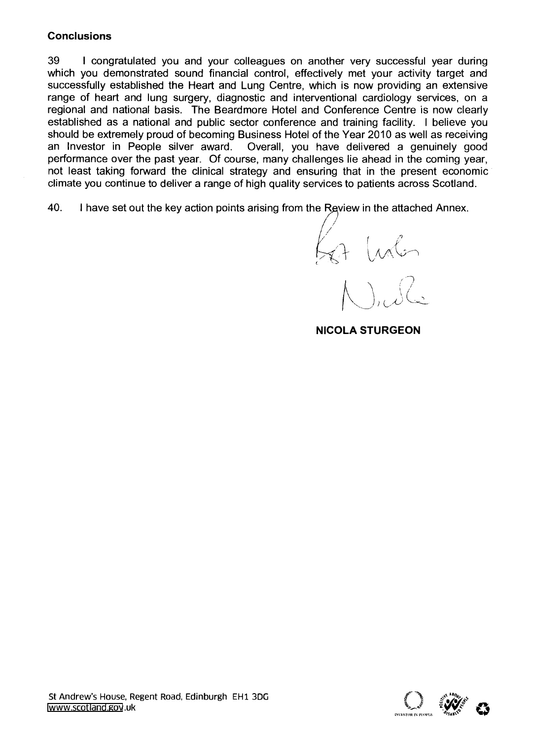**Conclusions**

39 I congratulated you and your colleagues on another very successful year during which you demonstrated sound financial control, effectively met your activity target and successfully established the Heart and Lung Centre, which is now providing an extensive range of heart and lung surgery, diagnostic and interventional cardiology services, on a regional and national basis. The Beardmore Hotel and Conference Centre is now clearly established as a national and public sector conference and training facility. I believe you should be extremely proud of becoming Business Hotel of the Year 2010 as well as receiving an Investor in People silver award. Overall, you have delivered a genuinely good performance over the past year. Of course, many challenges lie ahead in the coming year, not least taking forward the clinical strategy and ensuring that in the present economic climate you continue to deliver a range of high quality services to patients across Scotland.

40. I have set out the key action points arising from the Review in the attached Annex.

Best wishes

Nicola

**NICOLA STURGEON**

St Andrew's House, Regent Road, Edinburgh EH1 3DG
www.scotland.gov.uk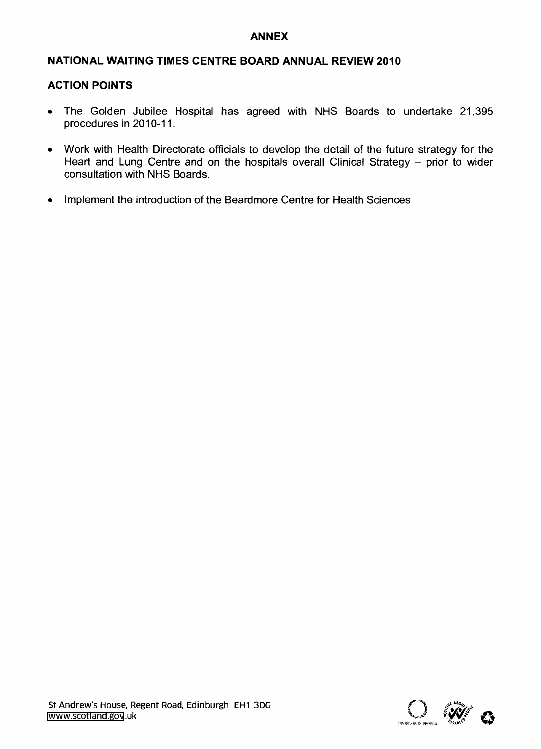# ANNEX

## NATIONAL WAITING TIMES CENTRE BOARD ANNUAL REVIEW 2010

### ACTION POINTS

- The Golden Jubilee Hospital has agreed with NHS Boards to undertake 21,395 procedures in 2010-11.
- Work with Health Directorate officials to develop the detail of the future strategy for the Heart and Lung Centre and on the hospitals overall Clinical Strategy – prior to wider consultation with NHS Boards.
- Implement the introduction of the Beardmore Centre for Health Sciences